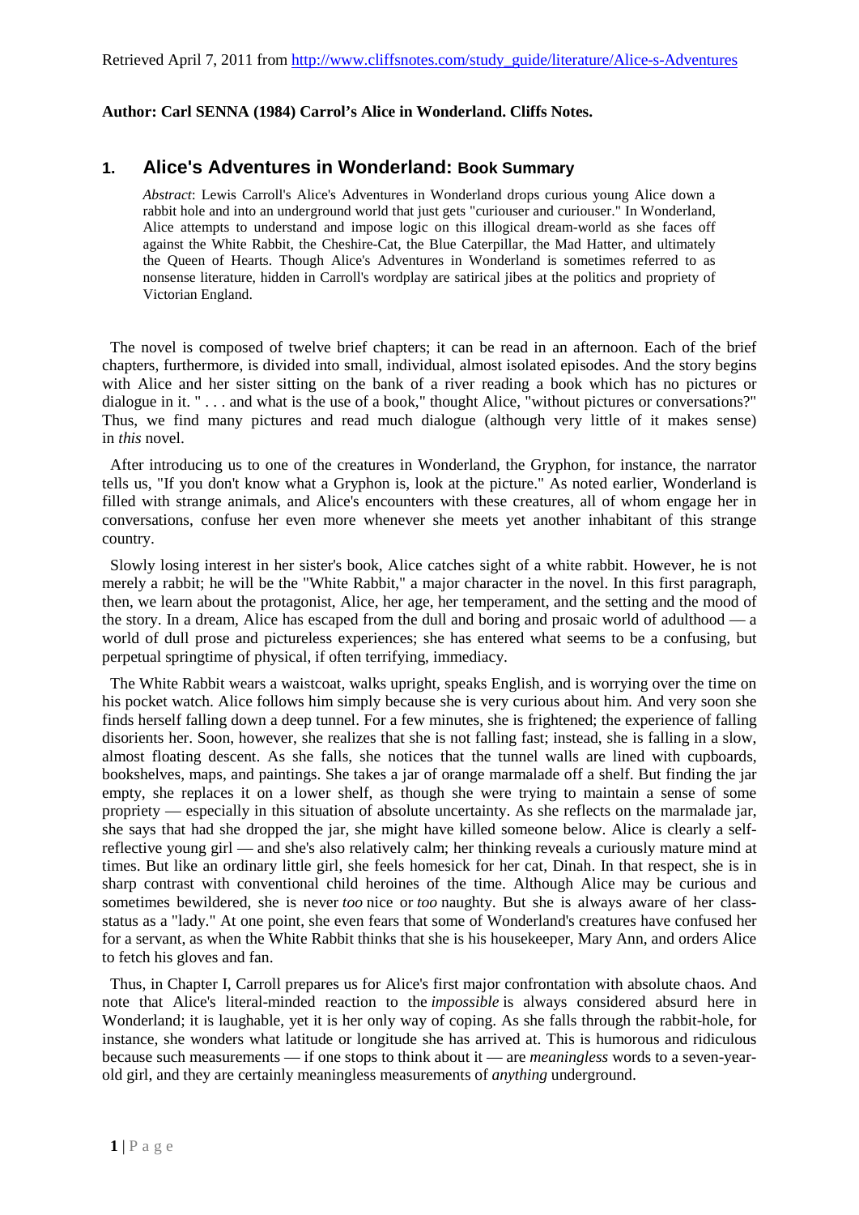Retrieved April 7, 2011 from http://www.cliffsnotes.com/study_guide/literature/Alice-s-Adventures

**Author: Carl SENNA (1984) Carrol's Alice in Wonderland. Cliffs Notes.**

## 1. Alice's Adventures in Wonderland: Book Summary

*Abstract*: Lewis Carroll's Alice's Adventures in Wonderland drops curious young Alice down a rabbit hole and into an underground world that just gets "curiouser and curiouser." In Wonderland, Alice attempts to understand and impose logic on this illogical dream-world as she faces off against the White Rabbit, the Cheshire-Cat, the Blue Caterpillar, the Mad Hatter, and ultimately the Queen of Hearts. Though Alice's Adventures in Wonderland is sometimes referred to as nonsense literature, hidden in Carroll's wordplay are satirical jibes at the politics and propriety of Victorian England.

The novel is composed of twelve brief chapters; it can be read in an afternoon. Each of the brief chapters, furthermore, is divided into small, individual, almost isolated episodes. And the story begins with Alice and her sister sitting on the bank of a river reading a book which has no pictures or dialogue in it. " . . . and what is the use of a book," thought Alice, "without pictures or conversations?" Thus, we find many pictures and read much dialogue (although very little of it makes sense) in *this* novel.

After introducing us to one of the creatures in Wonderland, the Gryphon, for instance, the narrator tells us, "If you don't know what a Gryphon is, look at the picture." As noted earlier, Wonderland is filled with strange animals, and Alice's encounters with these creatures, all of whom engage her in conversations, confuse her even more whenever she meets yet another inhabitant of this strange country.

Slowly losing interest in her sister's book, Alice catches sight of a white rabbit. However, he is not merely a rabbit; he will be the "White Rabbit," a major character in the novel. In this first paragraph, then, we learn about the protagonist, Alice, her age, her temperament, and the setting and the mood of the story. In a dream, Alice has escaped from the dull and boring and prosaic world of adulthood — a world of dull prose and pictureless experiences; she has entered what seems to be a confusing, but perpetual springtime of physical, if often terrifying, immediacy.

The White Rabbit wears a waistcoat, walks upright, speaks English, and is worrying over the time on his pocket watch. Alice follows him simply because she is very curious about him. And very soon she finds herself falling down a deep tunnel. For a few minutes, she is frightened; the experience of falling disorients her. Soon, however, she realizes that she is not falling fast; instead, she is falling in a slow, almost floating descent. As she falls, she notices that the tunnel walls are lined with cupboards, bookshelves, maps, and paintings. She takes a jar of orange marmalade off a shelf. But finding the jar empty, she replaces it on a lower shelf, as though she were trying to maintain a sense of some propriety — especially in this situation of absolute uncertainty. As she reflects on the marmalade jar, she says that had she dropped the jar, she might have killed someone below. Alice is clearly a self-reflective young girl — and she's also relatively calm; her thinking reveals a curiously mature mind at times. But like an ordinary little girl, she feels homesick for her cat, Dinah. In that respect, she is in sharp contrast with conventional child heroines of the time. Although Alice may be curious and sometimes bewildered, she is never *too* nice or *too* naughty. But she is always aware of her class-status as a "lady." At one point, she even fears that some of Wonderland's creatures have confused her for a servant, as when the White Rabbit thinks that she is his housekeeper, Mary Ann, and orders Alice to fetch his gloves and fan.

Thus, in Chapter I, Carroll prepares us for Alice's first major confrontation with absolute chaos. And note that Alice's literal-minded reaction to the *impossible* is always considered absurd here in Wonderland; it is laughable, yet it is her only way of coping. As she falls through the rabbit-hole, for instance, she wonders what latitude or longitude she has arrived at. This is humorous and ridiculous because such measurements — if one stops to think about it — are *meaningless* words to a seven-year-old girl, and they are certainly meaningless measurements of *anything* underground.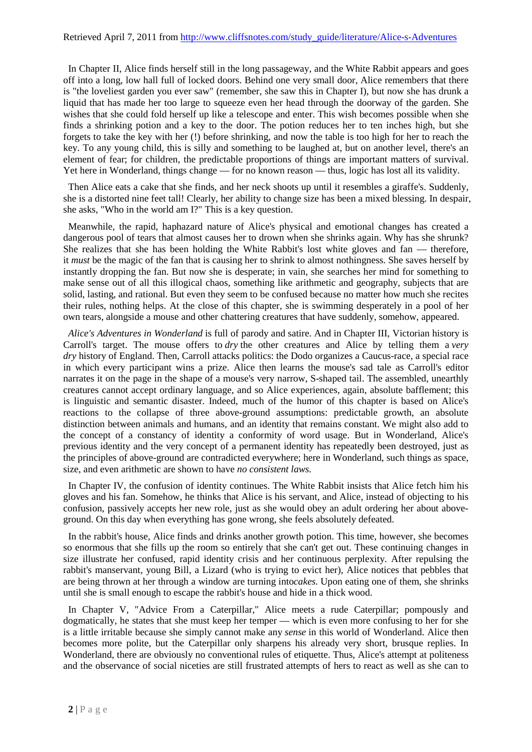Retrieved April 7, 2011 from http://www.cliffsnotes.com/study_guide/literature/Alice-s-Adventures

In Chapter II, Alice finds herself still in the long passageway, and the White Rabbit appears and goes off into a long, low hall full of locked doors. Behind one very small door, Alice remembers that there is "the loveliest garden you ever saw" (remember, she saw this in Chapter I), but now she has drunk a liquid that has made her too large to squeeze even her head through the doorway of the garden. She wishes that she could fold herself up like a telescope and enter. This wish becomes possible when she finds a shrinking potion and a key to the door. The potion reduces her to ten inches high, but she forgets to take the key with her (!) before shrinking, and now the table is too high for her to reach the key. To any young child, this is silly and something to be laughed at, but on another level, there's an element of fear; for children, the predictable proportions of things are important matters of survival. Yet here in Wonderland, things change — for no known reason — thus, logic has lost all its validity.

Then Alice eats a cake that she finds, and her neck shoots up until it resembles a giraffe's. Suddenly, she is a distorted nine feet tall! Clearly, her ability to change size has been a mixed blessing. In despair, she asks, "Who in the world am I?" This is a key question.

Meanwhile, the rapid, haphazard nature of Alice's physical and emotional changes has created a dangerous pool of tears that almost causes her to drown when she shrinks again. Why has she shrunk? She realizes that she has been holding the White Rabbit's lost white gloves and fan — therefore, it *must* be the magic of the fan that is causing her to shrink to almost nothingness. She saves herself by instantly dropping the fan. But now she is desperate; in vain, she searches her mind for something to make sense out of all this illogical chaos, something like arithmetic and geography, subjects that are solid, lasting, and rational. But even they seem to be confused because no matter how much she recites their rules, nothing helps. At the close of this chapter, she is swimming desperately in a pool of her own tears, alongside a mouse and other chattering creatures that have suddenly, somehow, appeared.

*Alice's Adventures in Wonderland* is full of parody and satire. And in Chapter III, Victorian history is Carroll's target. The mouse offers to *dry* the other creatures and Alice by telling them a *very dry* history of England. Then, Carroll attacks politics: the Dodo organizes a Caucus-race, a special race in which every participant wins a prize. Alice then learns the mouse's sad tale as Carroll's editor narrates it on the page in the shape of a mouse's very narrow, S-shaped tail. The assembled, unearthly creatures cannot accept ordinary language, and so Alice experiences, again, absolute bafflement; this is linguistic and semantic disaster. Indeed, much of the humor of this chapter is based on Alice's reactions to the collapse of three above-ground assumptions: predictable growth, an absolute distinction between animals and humans, and an identity that remains constant. We might also add to the concept of a constancy of identity a conformity of word usage. But in Wonderland, Alice's previous identity and the very concept of a permanent identity has repeatedly been destroyed, just as the principles of above-ground are contradicted everywhere; here in Wonderland, such things as space, size, and even arithmetic are shown to have *no consistent laws.*

In Chapter IV, the confusion of identity continues. The White Rabbit insists that Alice fetch him his gloves and his fan. Somehow, he thinks that Alice is his servant, and Alice, instead of objecting to his confusion, passively accepts her new role, just as she would obey an adult ordering her about above-ground. On this day when everything has gone wrong, she feels absolutely defeated.

In the rabbit's house, Alice finds and drinks another growth potion. This time, however, she becomes so enormous that she fills up the room so entirely that she can't get out. These continuing changes in size illustrate her confused, rapid identity crisis and her continuous perplexity. After repulsing the rabbit's manservant, young Bill, a Lizard (who is trying to evict her), Alice notices that pebbles that are being thrown at her through a window are turning into*cakes.* Upon eating one of them, she shrinks until she is small enough to escape the rabbit's house and hide in a thick wood.

In Chapter V, "Advice From a Caterpillar," Alice meets a rude Caterpillar; pompously and dogmatically, he states that she must keep her temper — which is even more confusing to her for she is a little irritable because she simply cannot make any *sense* in this world of Wonderland. Alice then becomes more polite, but the Caterpillar only sharpens his already very short, brusque replies. In Wonderland, there are obviously no conventional rules of etiquette. Thus, Alice's attempt at politeness and the observance of social niceties are still frustrated attempts of hers to react as well as she can to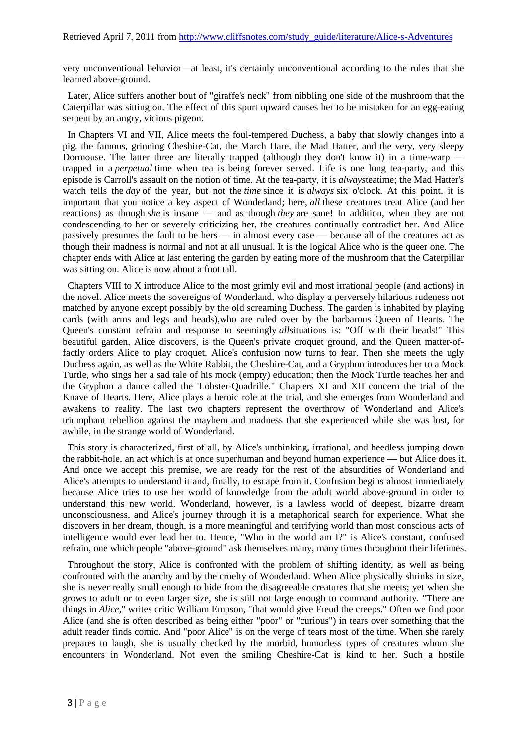very unconventional behavior—at least, it's certainly unconventional according to the rules that she learned above-ground.

Later, Alice suffers another bout of "giraffe's neck" from nibbling one side of the mushroom that the Caterpillar was sitting on. The effect of this spurt upward causes her to be mistaken for an egg-eating serpent by an angry, vicious pigeon.

In Chapters VI and VII, Alice meets the foul-tempered Duchess, a baby that slowly changes into a pig, the famous, grinning Cheshire-Cat, the March Hare, the Mad Hatter, and the very, very sleepy Dormouse. The latter three are literally trapped (although they don't know it) in a time-warp — trapped in a *perpetual* time when tea is being forever served. Life is one long tea-party, and this episode is Carroll's assault on the notion of time. At the tea-party, it is *always*teatime; the Mad Hatter's watch tells the *day* of the year, but not the *time* since it is *always* six o'clock. At this point, it is important that you notice a key aspect of Wonderland; here, *all* these creatures treat Alice (and her reactions) as though *she* is insane — and as though *they* are sane! In addition, when they are not condescending to her or severely criticizing her, the creatures continually contradict her. And Alice passively presumes the fault to be hers — in almost every case — because all of the creatures act as though their madness is normal and not at all unusual. It is the logical Alice who is the queer one. The chapter ends with Alice at last entering the garden by eating more of the mushroom that the Caterpillar was sitting on. Alice is now about a foot tall.

Chapters VIII to X introduce Alice to the most grimly evil and most irrational people (and actions) in the novel. Alice meets the sovereigns of Wonderland, who display a perversely hilarious rudeness not matched by anyone except possibly by the old screaming Duchess. The garden is inhabited by playing cards (with arms and legs and heads),who are ruled over by the barbarous Queen of Hearts. The Queen's constant refrain and response to seemingly *all*situations is: "Off with their heads!" This beautiful garden, Alice discovers, is the Queen's private croquet ground, and the Queen matter-of-factly orders Alice to play croquet. Alice's confusion now turns to fear. Then she meets the ugly Duchess again, as well as the White Rabbit, the Cheshire-Cat, and a Gryphon introduces her to a Mock Turtle, who sings her a sad tale of his mock (empty) education; then the Mock Turtle teaches her and the Gryphon a dance called the 'Lobster-Quadrille." Chapters XI and XII concern the trial of the Knave of Hearts. Here, Alice plays a heroic role at the trial, and she emerges from Wonderland and awakens to reality. The last two chapters represent the overthrow of Wonderland and Alice's triumphant rebellion against the mayhem and madness that she experienced while she was lost, for awhile, in the strange world of Wonderland.

This story is characterized, first of all, by Alice's unthinking, irrational, and heedless jumping down the rabbit-hole, an act which is at once superhuman and beyond human experience — but Alice does it. And once we accept this premise, we are ready for the rest of the absurdities of Wonderland and Alice's attempts to understand it and, finally, to escape from it. Confusion begins almost immediately because Alice tries to use her world of knowledge from the adult world above-ground in order to understand this new world. Wonderland, however, is a lawless world of deepest, bizarre dream unconsciousness, and Alice's journey through it is a metaphorical search for experience. What she discovers in her dream, though, is a more meaningful and terrifying world than most conscious acts of intelligence would ever lead her to. Hence, "Who in the world am I?" is Alice's constant, confused refrain, one which people "above-ground" ask themselves many, many times throughout their lifetimes.

Throughout the story, Alice is confronted with the problem of shifting identity, as well as being confronted with the anarchy and by the cruelty of Wonderland. When Alice physically shrinks in size, she is never really small enough to hide from the disagreeable creatures that she meets; yet when she grows to adult or to even larger size, she is still not large enough to command authority. "There are things in *Alice*," writes critic William Empson, "that would give Freud the creeps." Often we find poor Alice (and she is often described as being either "poor" or "curious") in tears over something that the adult reader finds comic. And "poor Alice" is on the verge of tears most of the time. When she rarely prepares to laugh, she is usually checked by the morbid, humorless types of creatures whom she encounters in Wonderland. Not even the smiling Cheshire-Cat is kind to her. Such a hostile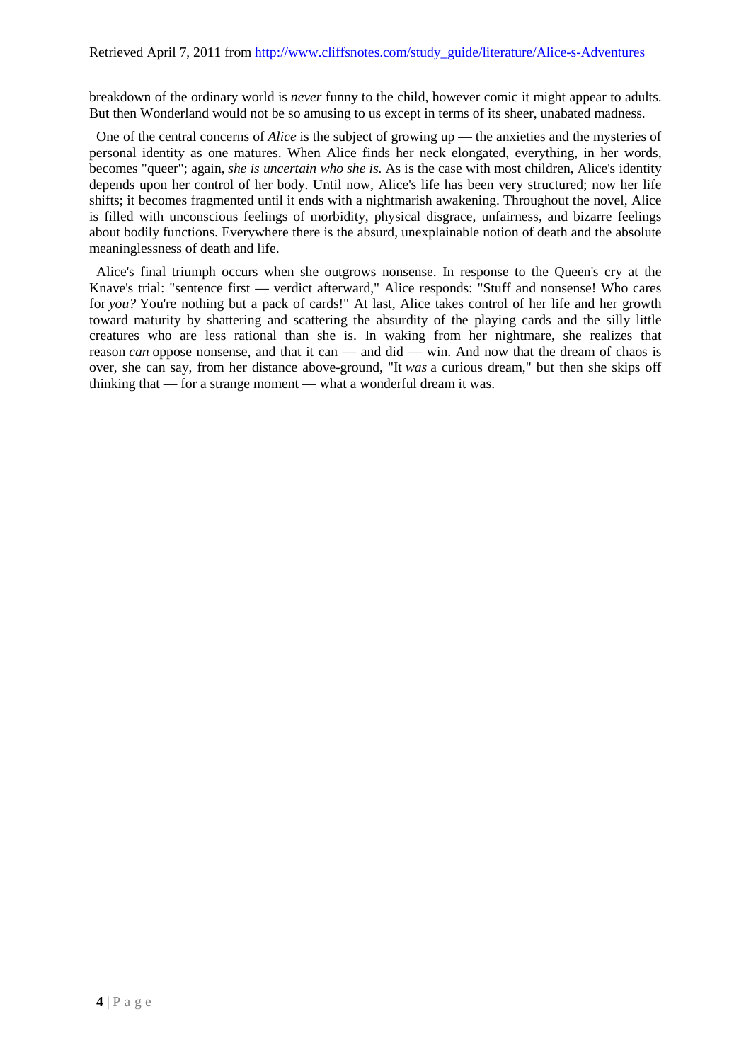Retrieved April 7, 2011 from http://www.cliffsnotes.com/study_guide/literature/Alice-s-Adventures

breakdown of the ordinary world is *never* funny to the child, however comic it might appear to adults. But then Wonderland would not be so amusing to us except in terms of its sheer, unabated madness.

One of the central concerns of *Alice* is the subject of growing up — the anxieties and the mysteries of personal identity as one matures. When Alice finds her neck elongated, everything, in her words, becomes "queer"; again, *she is uncertain who she is.* As is the case with most children, Alice's identity depends upon her control of her body. Until now, Alice's life has been very structured; now her life shifts; it becomes fragmented until it ends with a nightmarish awakening. Throughout the novel, Alice is filled with unconscious feelings of morbidity, physical disgrace, unfairness, and bizarre feelings about bodily functions. Everywhere there is the absurd, unexplainable notion of death and the absolute meaninglessness of death and life.

Alice's final triumph occurs when she outgrows nonsense. In response to the Queen's cry at the Knave's trial: "sentence first — verdict afterward," Alice responds: "Stuff and nonsense! Who cares for *you?* You're nothing but a pack of cards!" At last, Alice takes control of her life and her growth toward maturity by shattering and scattering the absurdity of the playing cards and the silly little creatures who are less rational than she is. In waking from her nightmare, she realizes that reason *can* oppose nonsense, and that it can — and did — win. And now that the dream of chaos is over, she can say, from her distance above-ground, "It *was* a curious dream," but then she skips off thinking that — for a strange moment — what a wonderful dream it was.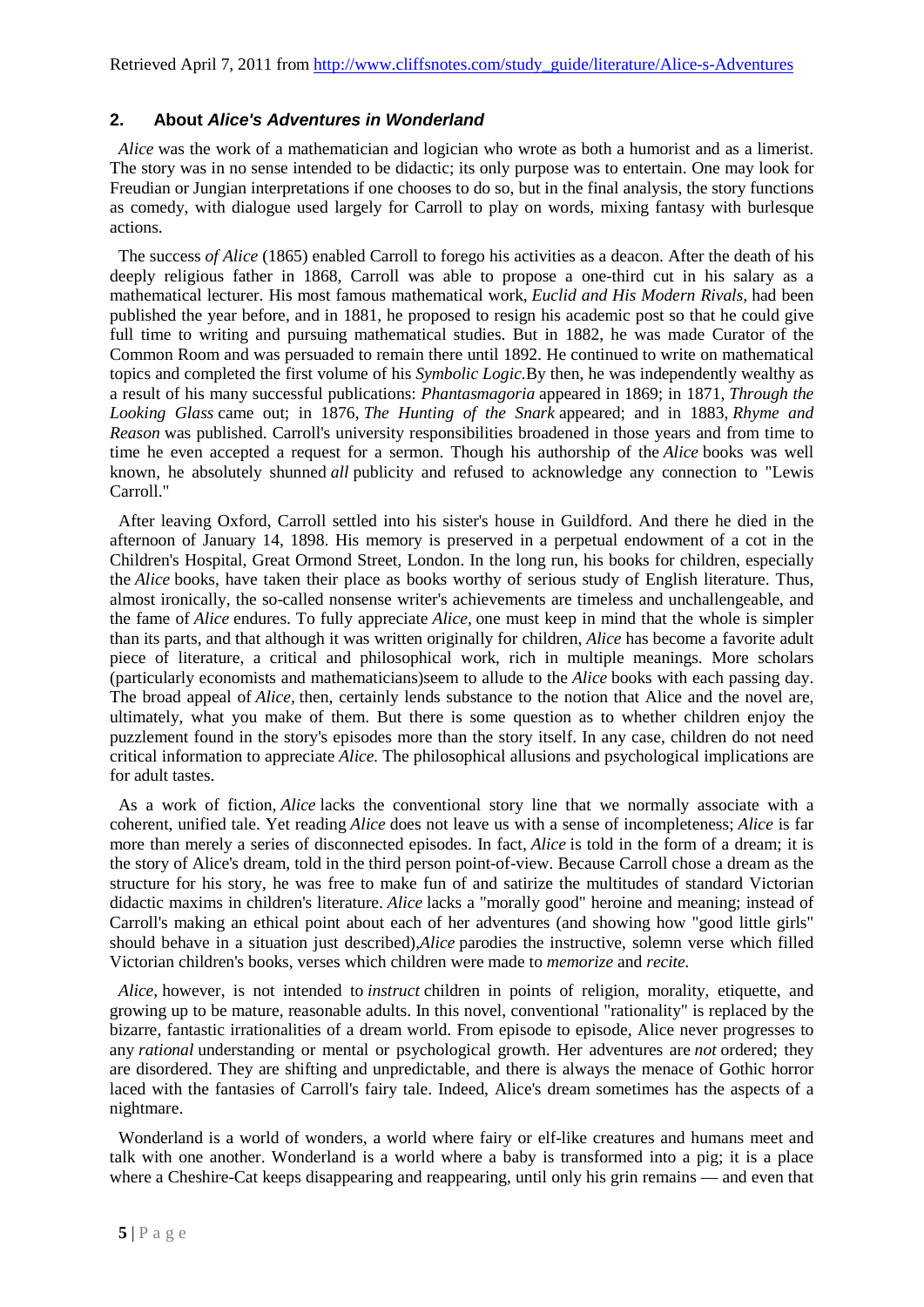Retrieved April 7, 2011 from http://www.cliffsnotes.com/study_guide/literature/Alice-s-Adventures

## 2. About *Alice's Adventures in Wonderland*

*Alice* was the work of a mathematician and logician who wrote as both a humorist and as a limerist. The story was in no sense intended to be didactic; its only purpose was to entertain. One may look for Freudian or Jungian interpretations if one chooses to do so, but in the final analysis, the story functions as comedy, with dialogue used largely for Carroll to play on words, mixing fantasy with burlesque actions.

The success *of Alice* (1865) enabled Carroll to forego his activities as a deacon. After the death of his deeply religious father in 1868, Carroll was able to propose a one-third cut in his salary as a mathematical lecturer. His most famous mathematical work, *Euclid and His Modern Rivals,* had been published the year before, and in 1881, he proposed to resign his academic post so that he could give full time to writing and pursuing mathematical studies. But in 1882, he was made Curator of the Common Room and was persuaded to remain there until 1892. He continued to write on mathematical topics and completed the first volume of his *Symbolic Logic.*By then, he was independently wealthy as a result of his many successful publications: *Phantasmagoria* appeared in 1869; in 1871, *Through the Looking Glass* came out; in 1876, *The Hunting of the Snark* appeared; and in 1883, *Rhyme and Reason* was published. Carroll's university responsibilities broadened in those years and from time to time he even accepted a request for a sermon. Though his authorship of the *Alice* books was well known, he absolutely shunned *all* publicity and refused to acknowledge any connection to "Lewis Carroll."

After leaving Oxford, Carroll settled into his sister's house in Guildford. And there he died in the afternoon of January 14, 1898. His memory is preserved in a perpetual endowment of a cot in the Children's Hospital, Great Ormond Street, London. In the long run, his books for children, especially the *Alice* books, have taken their place as books worthy of serious study of English literature. Thus, almost ironically, the so-called nonsense writer's achievements are timeless and unchallengeable, and the fame of *Alice* endures. To fully appreciate *Alice,* one must keep in mind that the whole is simpler than its parts, and that although it was written originally for children, *Alice* has become a favorite adult piece of literature, a critical and philosophical work, rich in multiple meanings. More scholars (particularly economists and mathematicians)seem to allude to the *Alice* books with each passing day. The broad appeal of *Alice,* then, certainly lends substance to the notion that Alice and the novel are, ultimately, what you make of them. But there is some question as to whether children enjoy the puzzlement found in the story's episodes more than the story itself. In any case, children do not need critical information to appreciate *Alice.* The philosophical allusions and psychological implications are for adult tastes.

As a work of fiction, *Alice* lacks the conventional story line that we normally associate with a coherent, unified tale. Yet reading *Alice* does not leave us with a sense of incompleteness; *Alice* is far more than merely a series of disconnected episodes. In fact, *Alice* is told in the form of a dream; it is the story of Alice's dream, told in the third person point-of-view. Because Carroll chose a dream as the structure for his story, he was free to make fun of and satirize the multitudes of standard Victorian didactic maxims in children's literature. *Alice* lacks a "morally good" heroine and meaning; instead of Carroll's making an ethical point about each of her adventures (and showing how "good little girls" should behave in a situation just described),*Alice* parodies the instructive, solemn verse which filled Victorian children's books, verses which children were made to *memorize* and *recite.*

*Alice,* however, is not intended to *instruct* children in points of religion, morality, etiquette, and growing up to be mature, reasonable adults. In this novel, conventional "rationality" is replaced by the bizarre, fantastic irrationalities of a dream world. From episode to episode, Alice never progresses to any *rational* understanding or mental or psychological growth. Her adventures are *not* ordered; they are disordered. They are shifting and unpredictable, and there is always the menace of Gothic horror laced with the fantasies of Carroll's fairy tale. Indeed, Alice's dream sometimes has the aspects of a nightmare.

Wonderland is a world of wonders, a world where fairy or elf-like creatures and humans meet and talk with one another. Wonderland is a world where a baby is transformed into a pig; it is a place where a Cheshire-Cat keeps disappearing and reappearing, until only his grin remains — and even that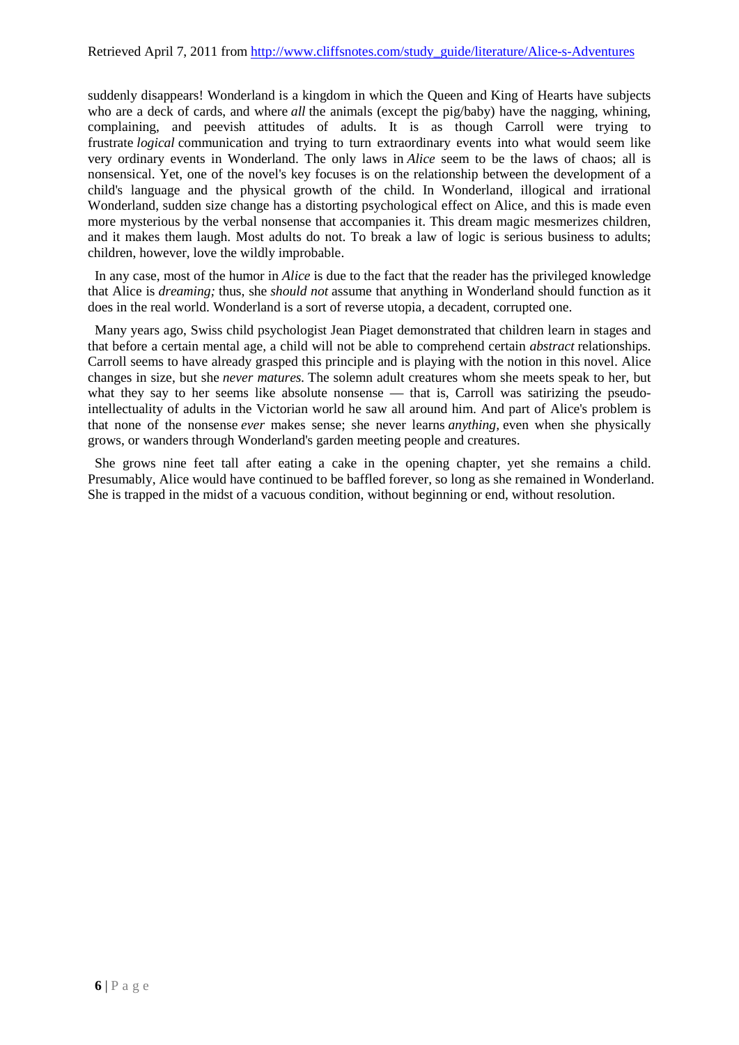suddenly disappears! Wonderland is a kingdom in which the Queen and King of Hearts have subjects who are a deck of cards, and where *all* the animals (except the pig/baby) have the nagging, whining, complaining, and peevish attitudes of adults. It is as though Carroll were trying to frustrate *logical* communication and trying to turn extraordinary events into what would seem like very ordinary events in Wonderland. The only laws in *Alice* seem to be the laws of chaos; all is nonsensical. Yet, one of the novel's key focuses is on the relationship between the development of a child's language and the physical growth of the child. In Wonderland, illogical and irrational Wonderland, sudden size change has a distorting psychological effect on Alice, and this is made even more mysterious by the verbal nonsense that accompanies it. This dream magic mesmerizes children, and it makes them laugh. Most adults do not. To break a law of logic is serious business to adults; children, however, love the wildly improbable.

In any case, most of the humor in *Alice* is due to the fact that the reader has the privileged knowledge that Alice is *dreaming;* thus, she *should not* assume that anything in Wonderland should function as it does in the real world. Wonderland is a sort of reverse utopia, a decadent, corrupted one.

Many years ago, Swiss child psychologist Jean Piaget demonstrated that children learn in stages and that before a certain mental age, a child will not be able to comprehend certain *abstract* relationships. Carroll seems to have already grasped this principle and is playing with the notion in this novel. Alice changes in size, but she *never matures.* The solemn adult creatures whom she meets speak to her, but what they say to her seems like absolute nonsense — that is, Carroll was satirizing the pseudo-intellectuality of adults in the Victorian world he saw all around him. And part of Alice's problem is that none of the nonsense *ever* makes sense; she never learns *anything,* even when she physically grows, or wanders through Wonderland's garden meeting people and creatures.

She grows nine feet tall after eating a cake in the opening chapter, yet she remains a child. Presumably, Alice would have continued to be baffled forever, so long as she remained in Wonderland. She is trapped in the midst of a vacuous condition, without beginning or end, without resolution.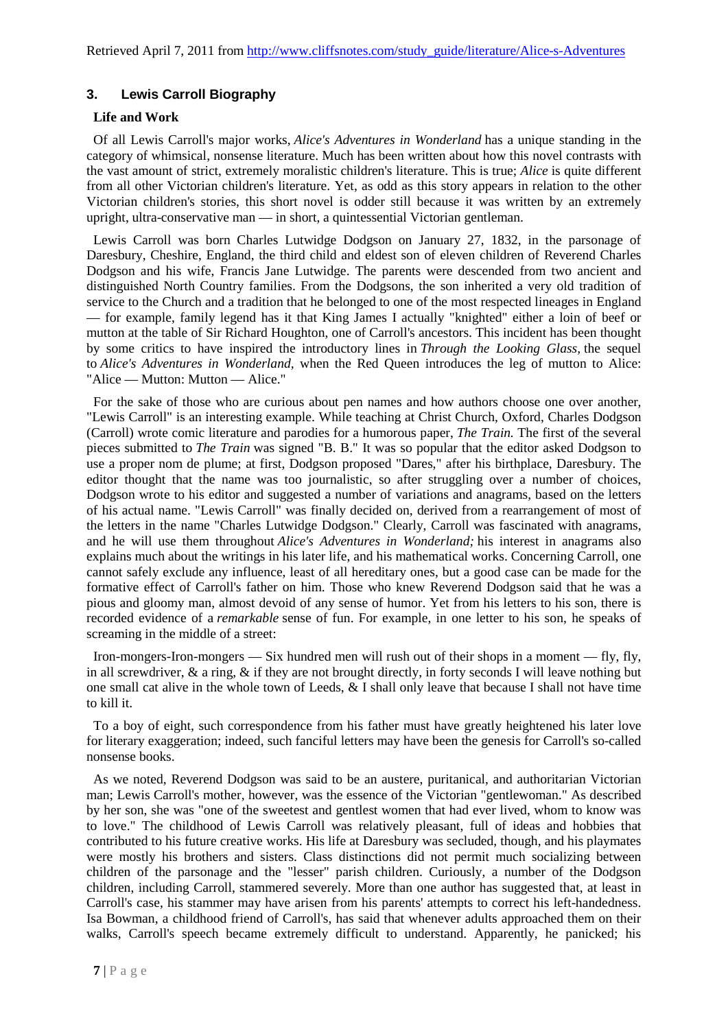Retrieved April 7, 2011 from http://www.cliffsnotes.com/study_guide/literature/Alice-s-Adventures

### 3. Lewis Carroll Biography

**Life and Work**

Of all Lewis Carroll's major works, *Alice's Adventures in Wonderland* has a unique standing in the category of whimsical, nonsense literature. Much has been written about how this novel contrasts with the vast amount of strict, extremely moralistic children's literature. This is true; *Alice* is quite different from all other Victorian children's literature. Yet, as odd as this story appears in relation to the other Victorian children's stories, this short novel is odder still because it was written by an extremely upright, ultra-conservative man — in short, a quintessential Victorian gentleman.

Lewis Carroll was born Charles Lutwidge Dodgson on January 27, 1832, in the parsonage of Daresbury, Cheshire, England, the third child and eldest son of eleven children of Reverend Charles Dodgson and his wife, Francis Jane Lutwidge. The parents were descended from two ancient and distinguished North Country families. From the Dodgsons, the son inherited a very old tradition of service to the Church and a tradition that he belonged to one of the most respected lineages in England — for example, family legend has it that King James I actually "knighted" either a loin of beef or mutton at the table of Sir Richard Houghton, one of Carroll's ancestors. This incident has been thought by some critics to have inspired the introductory lines in *Through the Looking Glass,* the sequel to *Alice's Adventures in Wonderland,* when the Red Queen introduces the leg of mutton to Alice: "Alice — Mutton: Mutton — Alice."

For the sake of those who are curious about pen names and how authors choose one over another, "Lewis Carroll" is an interesting example. While teaching at Christ Church, Oxford, Charles Dodgson (Carroll) wrote comic literature and parodies for a humorous paper, *The Train.* The first of the several pieces submitted to *The Train* was signed "B. B." It was so popular that the editor asked Dodgson to use a proper nom de plume; at first, Dodgson proposed "Dares," after his birthplace, Daresbury. The editor thought that the name was too journalistic, so after struggling over a number of choices, Dodgson wrote to his editor and suggested a number of variations and anagrams, based on the letters of his actual name. "Lewis Carroll" was finally decided on, derived from a rearrangement of most of the letters in the name "Charles Lutwidge Dodgson." Clearly, Carroll was fascinated with anagrams, and he will use them throughout *Alice's Adventures in Wonderland;* his interest in anagrams also explains much about the writings in his later life, and his mathematical works. Concerning Carroll, one cannot safely exclude any influence, least of all hereditary ones, but a good case can be made for the formative effect of Carroll's father on him. Those who knew Reverend Dodgson said that he was a pious and gloomy man, almost devoid of any sense of humor. Yet from his letters to his son, there is recorded evidence of a *remarkable* sense of fun. For example, in one letter to his son, he speaks of screaming in the middle of a street:

Iron-mongers-Iron-mongers — Six hundred men will rush out of their shops in a moment — fly, fly, in all screwdriver, & a ring, & if they are not brought directly, in forty seconds I will leave nothing but one small cat alive in the whole town of Leeds, & I shall only leave that because I shall not have time to kill it.

To a boy of eight, such correspondence from his father must have greatly heightened his later love for literary exaggeration; indeed, such fanciful letters may have been the genesis for Carroll's so-called nonsense books.

As we noted, Reverend Dodgson was said to be an austere, puritanical, and authoritarian Victorian man; Lewis Carroll's mother, however, was the essence of the Victorian "gentlewoman." As described by her son, she was "one of the sweetest and gentlest women that had ever lived, whom to know was to love." The childhood of Lewis Carroll was relatively pleasant, full of ideas and hobbies that contributed to his future creative works. His life at Daresbury was secluded, though, and his playmates were mostly his brothers and sisters. Class distinctions did not permit much socializing between children of the parsonage and the "lesser" parish children. Curiously, a number of the Dodgson children, including Carroll, stammered severely. More than one author has suggested that, at least in Carroll's case, his stammer may have arisen from his parents' attempts to correct his left-handedness. Isa Bowman, a childhood friend of Carroll's, has said that whenever adults approached them on their walks, Carroll's speech became extremely difficult to understand. Apparently, he panicked; his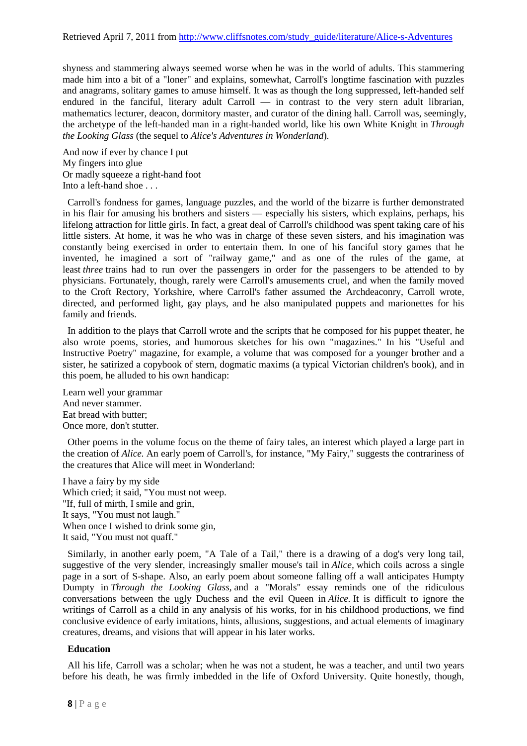shyness and stammering always seemed worse when he was in the world of adults. This stammering made him into a bit of a "loner" and explains, somewhat, Carroll's longtime fascination with puzzles and anagrams, solitary games to amuse himself. It was as though the long suppressed, left-handed self endured in the fanciful, literary adult Carroll — in contrast to the very stern adult librarian, mathematics lecturer, deacon, dormitory master, and curator of the dining hall. Carroll was, seemingly, the archetype of the left-handed man in a right-handed world, like his own White Knight in *Through the Looking Glass* (the sequel to *Alice's Adventures in Wonderland*).

And now if ever by chance I put
My fingers into glue
Or madly squeeze a right-hand foot
Into a left-hand shoe . . .

Carroll's fondness for games, language puzzles, and the world of the bizarre is further demonstrated in his flair for amusing his brothers and sisters — especially his sisters, which explains, perhaps, his lifelong attraction for little girls. In fact, a great deal of Carroll's childhood was spent taking care of his little sisters. At home, it was he who was in charge of these seven sisters, and his imagination was constantly being exercised in order to entertain them. In one of his fanciful story games that he invented, he imagined a sort of "railway game," and as one of the rules of the game, at least *three* trains had to run over the passengers in order for the passengers to be attended to by physicians. Fortunately, though, rarely were Carroll's amusements cruel, and when the family moved to the Croft Rectory, Yorkshire, where Carroll's father assumed the Archdeaconry, Carroll wrote, directed, and performed light, gay plays, and he also manipulated puppets and marionettes for his family and friends.

In addition to the plays that Carroll wrote and the scripts that he composed for his puppet theater, he also wrote poems, stories, and humorous sketches for his own "magazines." In his "Useful and Instructive Poetry" magazine, for example, a volume that was composed for a younger brother and a sister, he satirized a copybook of stern, dogmatic maxims (a typical Victorian children's book), and in this poem, he alluded to his own handicap:

Learn well your grammar
And never stammer.
Eat bread with butter;
Once more, don't stutter.

Other poems in the volume focus on the theme of fairy tales, an interest which played a large part in the creation of *Alice.* An early poem of Carroll's, for instance, "My Fairy," suggests the contrariness of the creatures that Alice will meet in Wonderland:

I have a fairy by my side
Which cried; it said, "You must not weep.
"If, full of mirth, I smile and grin,
It says, "You must not laugh."
When once I wished to drink some gin,
It said, "You must not quaff."

Similarly, in another early poem, "A Tale of a Tail," there is a drawing of a dog's very long tail, suggestive of the very slender, increasingly smaller mouse's tail in *Alice,* which coils across a single page in a sort of S-shape. Also, an early poem about someone falling off a wall anticipates Humpty Dumpty in *Through the Looking Glass,* and a "Morals" essay reminds one of the ridiculous conversations between the ugly Duchess and the evil Queen in *Alice.* It is difficult to ignore the writings of Carroll as a child in any analysis of his works, for in his childhood productions, we find conclusive evidence of early imitations, hints, allusions, suggestions, and actual elements of imaginary creatures, dreams, and visions that will appear in his later works.

### Education

All his life, Carroll was a scholar; when he was not a student, he was a teacher, and until two years before his death, he was firmly imbedded in the life of Oxford University. Quite honestly, though,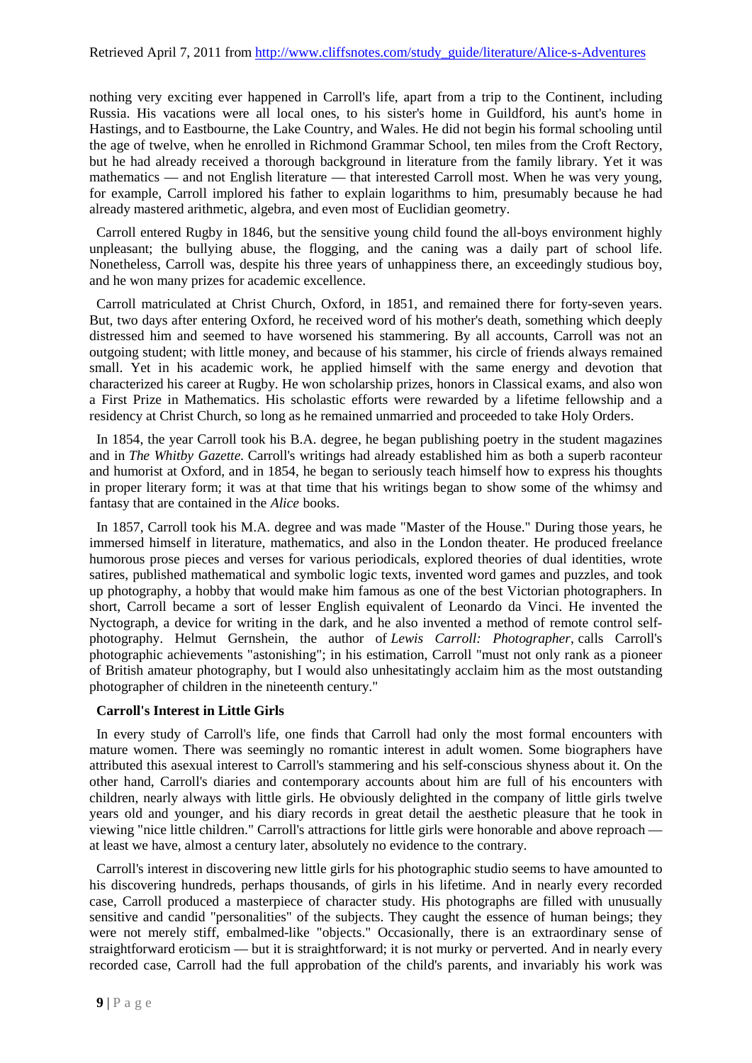nothing very exciting ever happened in Carroll's life, apart from a trip to the Continent, including Russia. His vacations were all local ones, to his sister's home in Guildford, his aunt's home in Hastings, and to Eastbourne, the Lake Country, and Wales. He did not begin his formal schooling until the age of twelve, when he enrolled in Richmond Grammar School, ten miles from the Croft Rectory, but he had already received a thorough background in literature from the family library. Yet it was mathematics — and not English literature — that interested Carroll most. When he was very young, for example, Carroll implored his father to explain logarithms to him, presumably because he had already mastered arithmetic, algebra, and even most of Euclidian geometry.

Carroll entered Rugby in 1846, but the sensitive young child found the all-boys environment highly unpleasant; the bullying abuse, the flogging, and the caning was a daily part of school life. Nonetheless, Carroll was, despite his three years of unhappiness there, an exceedingly studious boy, and he won many prizes for academic excellence.

Carroll matriculated at Christ Church, Oxford, in 1851, and remained there for forty-seven years. But, two days after entering Oxford, he received word of his mother's death, something which deeply distressed him and seemed to have worsened his stammering. By all accounts, Carroll was not an outgoing student; with little money, and because of his stammer, his circle of friends always remained small. Yet in his academic work, he applied himself with the same energy and devotion that characterized his career at Rugby. He won scholarship prizes, honors in Classical exams, and also won a First Prize in Mathematics. His scholastic efforts were rewarded by a lifetime fellowship and a residency at Christ Church, so long as he remained unmarried and proceeded to take Holy Orders.

In 1854, the year Carroll took his B.A. degree, he began publishing poetry in the student magazines and in *The Whitby Gazette.* Carroll's writings had already established him as both a superb raconteur and humorist at Oxford, and in 1854, he began to seriously teach himself how to express his thoughts in proper literary form; it was at that time that his writings began to show some of the whimsy and fantasy that are contained in the *Alice* books.

In 1857, Carroll took his M.A. degree and was made "Master of the House." During those years, he immersed himself in literature, mathematics, and also in the London theater. He produced freelance humorous prose pieces and verses for various periodicals, explored theories of dual identities, wrote satires, published mathematical and symbolic logic texts, invented word games and puzzles, and took up photography, a hobby that would make him famous as one of the best Victorian photographers. In short, Carroll became a sort of lesser English equivalent of Leonardo da Vinci. He invented the Nyctograph, a device for writing in the dark, and he also invented a method of remote control self-photography. Helmut Gernshein, the author of *Lewis Carroll: Photographer,* calls Carroll's photographic achievements "astonishing"; in his estimation, Carroll "must not only rank as a pioneer of British amateur photography, but I would also unhesitatingly acclaim him as the most outstanding photographer of children in the nineteenth century."

**Carroll's Interest in Little Girls**

In every study of Carroll's life, one finds that Carroll had only the most formal encounters with mature women. There was seemingly no romantic interest in adult women. Some biographers have attributed this asexual interest to Carroll's stammering and his self-conscious shyness about it. On the other hand, Carroll's diaries and contemporary accounts about him are full of his encounters with children, nearly always with little girls. He obviously delighted in the company of little girls twelve years old and younger, and his diary records in great detail the aesthetic pleasure that he took in viewing "nice little children." Carroll's attractions for little girls were honorable and above reproach — at least we have, almost a century later, absolutely no evidence to the contrary.

Carroll's interest in discovering new little girls for his photographic studio seems to have amounted to his discovering hundreds, perhaps thousands, of girls in his lifetime. And in nearly every recorded case, Carroll produced a masterpiece of character study. His photographs are filled with unusually sensitive and candid "personalities" of the subjects. They caught the essence of human beings; they were not merely stiff, embalmed-like "objects." Occasionally, there is an extraordinary sense of straightforward eroticism — but it is straightforward; it is not murky or perverted. And in nearly every recorded case, Carroll had the full approbation of the child's parents, and invariably his work was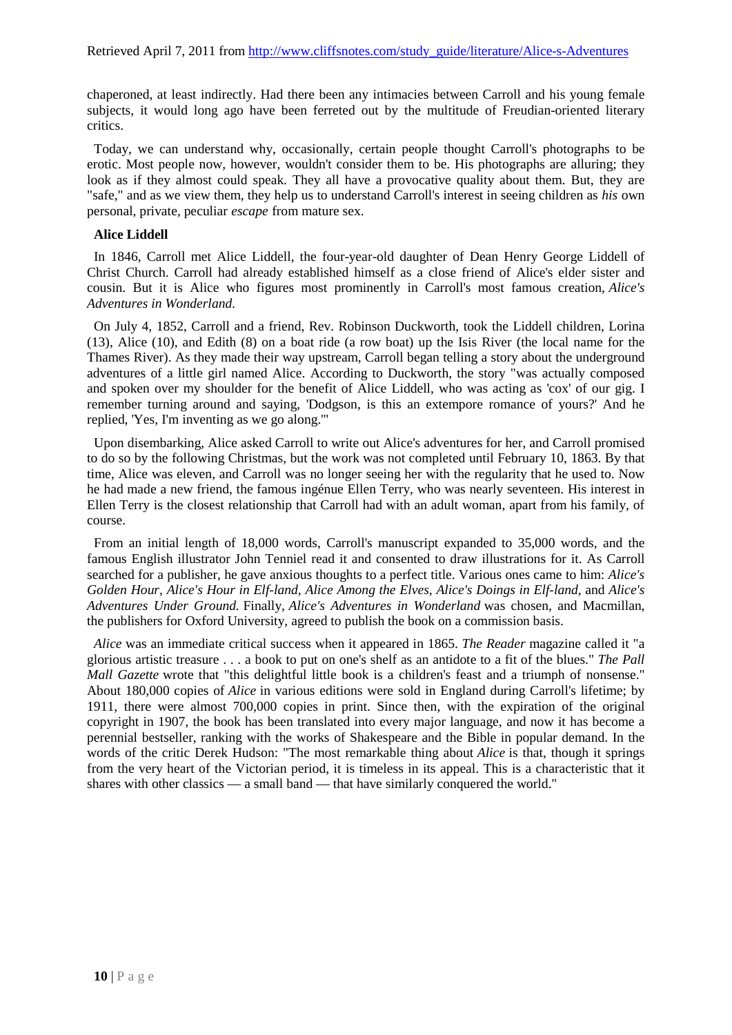chaperoned, at least indirectly. Had there been any intimacies between Carroll and his young female subjects, it would long ago have been ferreted out by the multitude of Freudian-oriented literary critics.

Today, we can understand why, occasionally, certain people thought Carroll's photographs to be erotic. Most people now, however, wouldn't consider them to be. His photographs are alluring; they look as if they almost could speak. They all have a provocative quality about them. But, they are "safe," and as we view them, they help us to understand Carroll's interest in seeing children as *his* own personal, private, peculiar *escape* from mature sex.

**Alice Liddell**

In 1846, Carroll met Alice Liddell, the four-year-old daughter of Dean Henry George Liddell of Christ Church. Carroll had already established himself as a close friend of Alice's elder sister and cousin. But it is Alice who figures most prominently in Carroll's most famous creation, *Alice's Adventures in Wonderland.*

On July 4, 1852, Carroll and a friend, Rev. Robinson Duckworth, took the Liddell children, Lorina (13), Alice (10), and Edith (8) on a boat ride (a row boat) up the Isis River (the local name for the Thames River). As they made their way upstream, Carroll began telling a story about the underground adventures of a little girl named Alice. According to Duckworth, the story "was actually composed and spoken over my shoulder for the benefit of Alice Liddell, who was acting as 'cox' of our gig. I remember turning around and saying, 'Dodgson, is this an extempore romance of yours?' And he replied, 'Yes, I'm inventing as we go along.'"

Upon disembarking, Alice asked Carroll to write out Alice's adventures for her, and Carroll promised to do so by the following Christmas, but the work was not completed until February 10, 1863. By that time, Alice was eleven, and Carroll was no longer seeing her with the regularity that he used to. Now he had made a new friend, the famous ingénue Ellen Terry, who was nearly seventeen. His interest in Ellen Terry is the closest relationship that Carroll had with an adult woman, apart from his family, of course.

From an initial length of 18,000 words, Carroll's manuscript expanded to 35,000 words, and the famous English illustrator John Tenniel read it and consented to draw illustrations for it. As Carroll searched for a publisher, he gave anxious thoughts to a perfect title. Various ones came to him: *Alice's Golden Hour, Alice's Hour in Elf-land, Alice Among the Elves, Alice's Doings in Elf-land,* and *Alice's Adventures Under Ground.* Finally, *Alice's Adventures in Wonderland* was chosen, and Macmillan, the publishers for Oxford University, agreed to publish the book on a commission basis.

*Alice* was an immediate critical success when it appeared in 1865. *The Reader* magazine called it "a glorious artistic treasure . . . a book to put on one's shelf as an antidote to a fit of the blues." *The Pall Mall Gazette* wrote that "this delightful little book is a children's feast and a triumph of nonsense." About 180,000 copies of *Alice* in various editions were sold in England during Carroll's lifetime; by 1911, there were almost 700,000 copies in print. Since then, with the expiration of the original copyright in 1907, the book has been translated into every major language, and now it has become a perennial bestseller, ranking with the works of Shakespeare and the Bible in popular demand. In the words of the critic Derek Hudson: "The most remarkable thing about *Alice* is that, though it springs from the very heart of the Victorian period, it is timeless in its appeal. This is a characteristic that it shares with other classics — a small band — that have similarly conquered the world."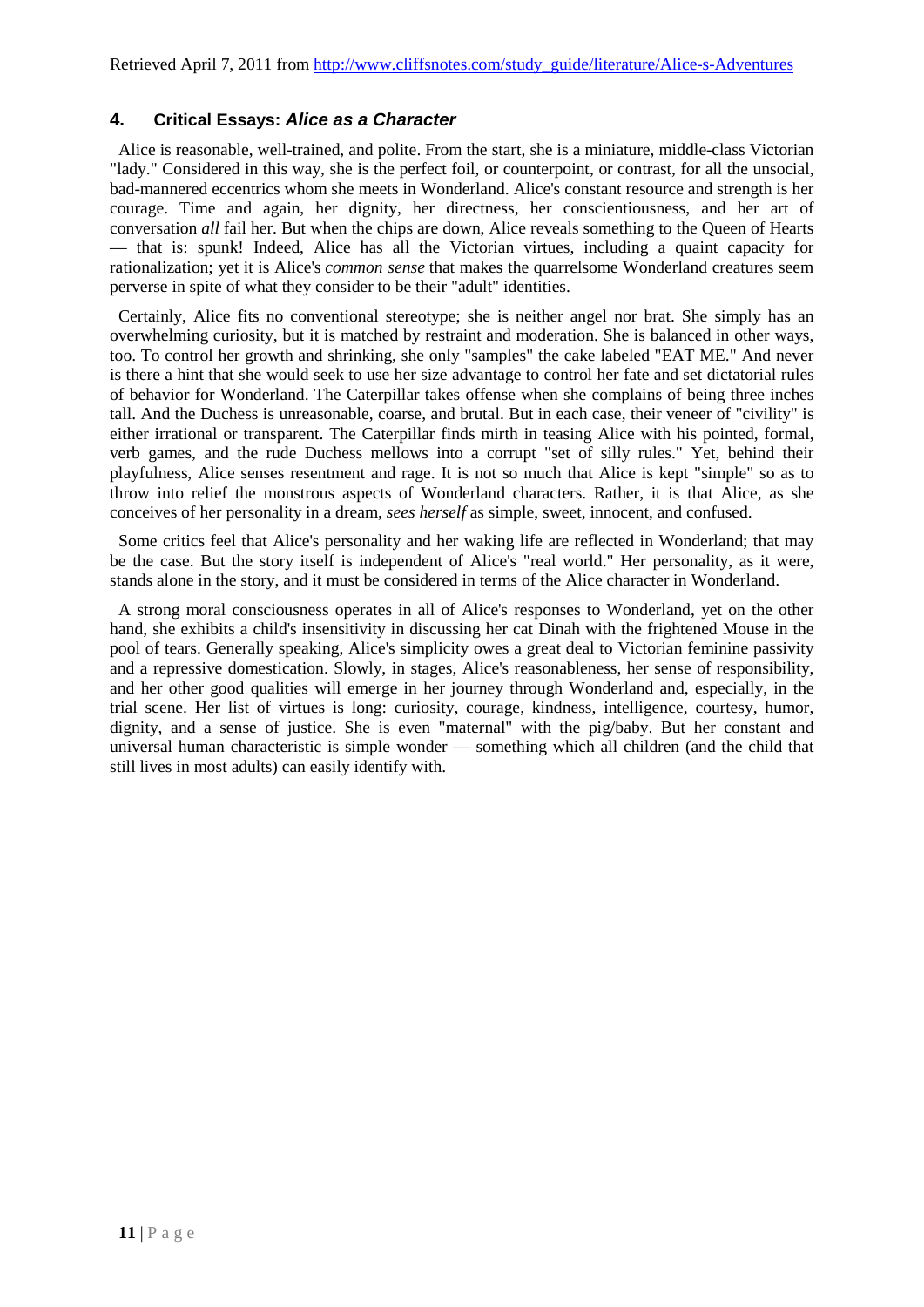Retrieved April 7, 2011 from http://www.cliffsnotes.com/study_guide/literature/Alice-s-Adventures

## 4. Critical Essays: *Alice as a Character*

Alice is reasonable, well-trained, and polite. From the start, she is a miniature, middle-class Victorian "lady." Considered in this way, she is the perfect foil, or counterpoint, or contrast, for all the unsocial, bad-mannered eccentrics whom she meets in Wonderland. Alice's constant resource and strength is her courage. Time and again, her dignity, her directness, her conscientiousness, and her art of conversation *all* fail her. But when the chips are down, Alice reveals something to the Queen of Hearts — that is: spunk! Indeed, Alice has all the Victorian virtues, including a quaint capacity for rationalization; yet it is Alice's *common sense* that makes the quarrelsome Wonderland creatures seem perverse in spite of what they consider to be their "adult" identities.

Certainly, Alice fits no conventional stereotype; she is neither angel nor brat. She simply has an overwhelming curiosity, but it is matched by restraint and moderation. She is balanced in other ways, too. To control her growth and shrinking, she only "samples" the cake labeled "EAT ME." And never is there a hint that she would seek to use her size advantage to control her fate and set dictatorial rules of behavior for Wonderland. The Caterpillar takes offense when she complains of being three inches tall. And the Duchess is unreasonable, coarse, and brutal. But in each case, their veneer of "civility" is either irrational or transparent. The Caterpillar finds mirth in teasing Alice with his pointed, formal, verb games, and the rude Duchess mellows into a corrupt "set of silly rules." Yet, behind their playfulness, Alice senses resentment and rage. It is not so much that Alice is kept "simple" so as to throw into relief the monstrous aspects of Wonderland characters. Rather, it is that Alice, as she conceives of her personality in a dream, *sees herself* as simple, sweet, innocent, and confused.

Some critics feel that Alice's personality and her waking life are reflected in Wonderland; that may be the case. But the story itself is independent of Alice's "real world." Her personality, as it were, stands alone in the story, and it must be considered in terms of the Alice character in Wonderland.

A strong moral consciousness operates in all of Alice's responses to Wonderland, yet on the other hand, she exhibits a child's insensitivity in discussing her cat Dinah with the frightened Mouse in the pool of tears. Generally speaking, Alice's simplicity owes a great deal to Victorian feminine passivity and a repressive domestication. Slowly, in stages, Alice's reasonableness, her sense of responsibility, and her other good qualities will emerge in her journey through Wonderland and, especially, in the trial scene. Her list of virtues is long: curiosity, courage, kindness, intelligence, courtesy, humor, dignity, and a sense of justice. She is even "maternal" with the pig/baby. But her constant and universal human characteristic is simple wonder — something which all children (and the child that still lives in most adults) can easily identify with.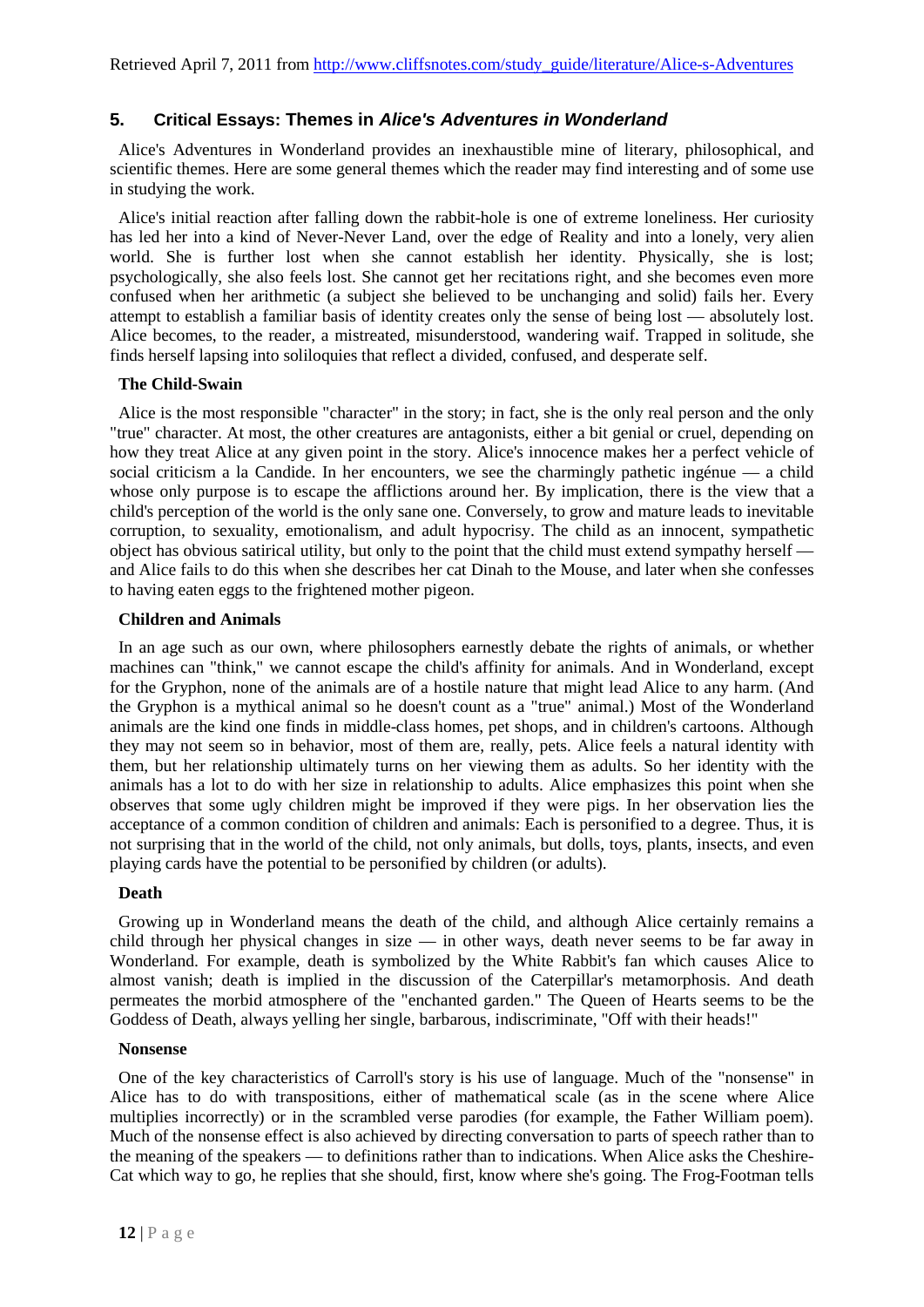Retrieved April 7, 2011 from http://www.cliffsnotes.com/study_guide/literature/Alice-s-Adventures

## 5. Critical Essays: Themes in *Alice's Adventures in Wonderland*

Alice's Adventures in Wonderland provides an inexhaustible mine of literary, philosophical, and scientific themes. Here are some general themes which the reader may find interesting and of some use in studying the work.

Alice's initial reaction after falling down the rabbit-hole is one of extreme loneliness. Her curiosity has led her into a kind of Never-Never Land, over the edge of Reality and into a lonely, very alien world. She is further lost when she cannot establish her identity. Physically, she is lost; psychologically, she also feels lost. She cannot get her recitations right, and she becomes even more confused when her arithmetic (a subject she believed to be unchanging and solid) fails her. Every attempt to establish a familiar basis of identity creates only the sense of being lost — absolutely lost. Alice becomes, to the reader, a mistreated, misunderstood, wandering waif. Trapped in solitude, she finds herself lapsing into soliloquies that reflect a divided, confused, and desperate self.

### The Child-Swain

Alice is the most responsible "character" in the story; in fact, she is the only real person and the only "true" character. At most, the other creatures are antagonists, either a bit genial or cruel, depending on how they treat Alice at any given point in the story. Alice's innocence makes her a perfect vehicle of social criticism a la Candide. In her encounters, we see the charmingly pathetic ingénue — a child whose only purpose is to escape the afflictions around her. By implication, there is the view that a child's perception of the world is the only sane one. Conversely, to grow and mature leads to inevitable corruption, to sexuality, emotionalism, and adult hypocrisy. The child as an innocent, sympathetic object has obvious satirical utility, but only to the point that the child must extend sympathy herself — and Alice fails to do this when she describes her cat Dinah to the Mouse, and later when she confesses to having eaten eggs to the frightened mother pigeon.

### Children and Animals

In an age such as our own, where philosophers earnestly debate the rights of animals, or whether machines can "think," we cannot escape the child's affinity for animals. And in Wonderland, except for the Gryphon, none of the animals are of a hostile nature that might lead Alice to any harm. (And the Gryphon is a mythical animal so he doesn't count as a "true" animal.) Most of the Wonderland animals are the kind one finds in middle-class homes, pet shops, and in children's cartoons. Although they may not seem so in behavior, most of them are, really, pets. Alice feels a natural identity with them, but her relationship ultimately turns on her viewing them as adults. So her identity with the animals has a lot to do with her size in relationship to adults. Alice emphasizes this point when she observes that some ugly children might be improved if they were pigs. In her observation lies the acceptance of a common condition of children and animals: Each is personified to a degree. Thus, it is not surprising that in the world of the child, not only animals, but dolls, toys, plants, insects, and even playing cards have the potential to be personified by children (or adults).

### Death

Growing up in Wonderland means the death of the child, and although Alice certainly remains a child through her physical changes in size — in other ways, death never seems to be far away in Wonderland. For example, death is symbolized by the White Rabbit's fan which causes Alice to almost vanish; death is implied in the discussion of the Caterpillar's metamorphosis. And death permeates the morbid atmosphere of the "enchanted garden." The Queen of Hearts seems to be the Goddess of Death, always yelling her single, barbarous, indiscriminate, "Off with their heads!"

### Nonsense

One of the key characteristics of Carroll's story is his use of language. Much of the "nonsense" in Alice has to do with transpositions, either of mathematical scale (as in the scene where Alice multiplies incorrectly) or in the scrambled verse parodies (for example, the Father William poem). Much of the nonsense effect is also achieved by directing conversation to parts of speech rather than to the meaning of the speakers — to definitions rather than to indications. When Alice asks the Cheshire-Cat which way to go, he replies that she should, first, know where she's going. The Frog-Footman tells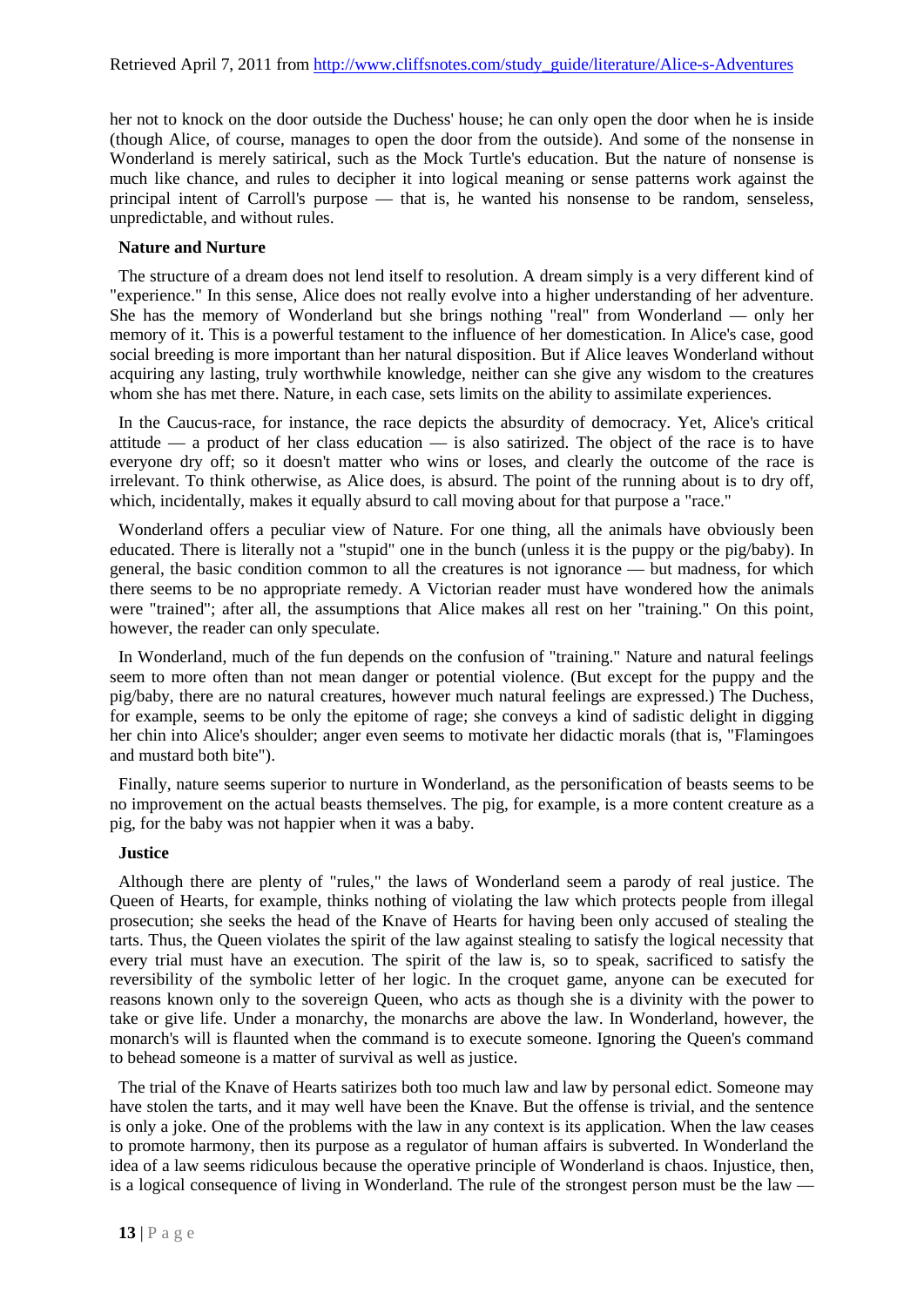her not to knock on the door outside the Duchess' house; he can only open the door when he is inside (though Alice, of course, manages to open the door from the outside). And some of the nonsense in Wonderland is merely satirical, such as the Mock Turtle's education. But the nature of nonsense is much like chance, and rules to decipher it into logical meaning or sense patterns work against the principal intent of Carroll's purpose — that is, he wanted his nonsense to be random, senseless, unpredictable, and without rules.

**Nature and Nurture**

The structure of a dream does not lend itself to resolution. A dream simply is a very different kind of "experience." In this sense, Alice does not really evolve into a higher understanding of her adventure. She has the memory of Wonderland but she brings nothing "real" from Wonderland — only her memory of it. This is a powerful testament to the influence of her domestication. In Alice's case, good social breeding is more important than her natural disposition. But if Alice leaves Wonderland without acquiring any lasting, truly worthwhile knowledge, neither can she give any wisdom to the creatures whom she has met there. Nature, in each case, sets limits on the ability to assimilate experiences.

In the Caucus-race, for instance, the race depicts the absurdity of democracy. Yet, Alice's critical attitude — a product of her class education — is also satirized. The object of the race is to have everyone dry off; so it doesn't matter who wins or loses, and clearly the outcome of the race is irrelevant. To think otherwise, as Alice does, is absurd. The point of the running about is to dry off, which, incidentally, makes it equally absurd to call moving about for that purpose a "race."

Wonderland offers a peculiar view of Nature. For one thing, all the animals have obviously been educated. There is literally not a "stupid" one in the bunch (unless it is the puppy or the pig/baby). In general, the basic condition common to all the creatures is not ignorance — but madness, for which there seems to be no appropriate remedy. A Victorian reader must have wondered how the animals were "trained"; after all, the assumptions that Alice makes all rest on her "training." On this point, however, the reader can only speculate.

In Wonderland, much of the fun depends on the confusion of "training." Nature and natural feelings seem to more often than not mean danger or potential violence. (But except for the puppy and the pig/baby, there are no natural creatures, however much natural feelings are expressed.) The Duchess, for example, seems to be only the epitome of rage; she conveys a kind of sadistic delight in digging her chin into Alice's shoulder; anger even seems to motivate her didactic morals (that is, "Flamingoes and mustard both bite").

Finally, nature seems superior to nurture in Wonderland, as the personification of beasts seems to be no improvement on the actual beasts themselves. The pig, for example, is a more content creature as a pig, for the baby was not happier when it was a baby.

**Justice**

Although there are plenty of "rules," the laws of Wonderland seem a parody of real justice. The Queen of Hearts, for example, thinks nothing of violating the law which protects people from illegal prosecution; she seeks the head of the Knave of Hearts for having been only accused of stealing the tarts. Thus, the Queen violates the spirit of the law against stealing to satisfy the logical necessity that every trial must have an execution. The spirit of the law is, so to speak, sacrificed to satisfy the reversibility of the symbolic letter of her logic. In the croquet game, anyone can be executed for reasons known only to the sovereign Queen, who acts as though she is a divinity with the power to take or give life. Under a monarchy, the monarchs are above the law. In Wonderland, however, the monarch's will is flaunted when the command is to execute someone. Ignoring the Queen's command to behead someone is a matter of survival as well as justice.

The trial of the Knave of Hearts satirizes both too much law and law by personal edict. Someone may have stolen the tarts, and it may well have been the Knave. But the offense is trivial, and the sentence is only a joke. One of the problems with the law in any context is its application. When the law ceases to promote harmony, then its purpose as a regulator of human affairs is subverted. In Wonderland the idea of a law seems ridiculous because the operative principle of Wonderland is chaos. Injustice, then, is a logical consequence of living in Wonderland. The rule of the strongest person must be the law —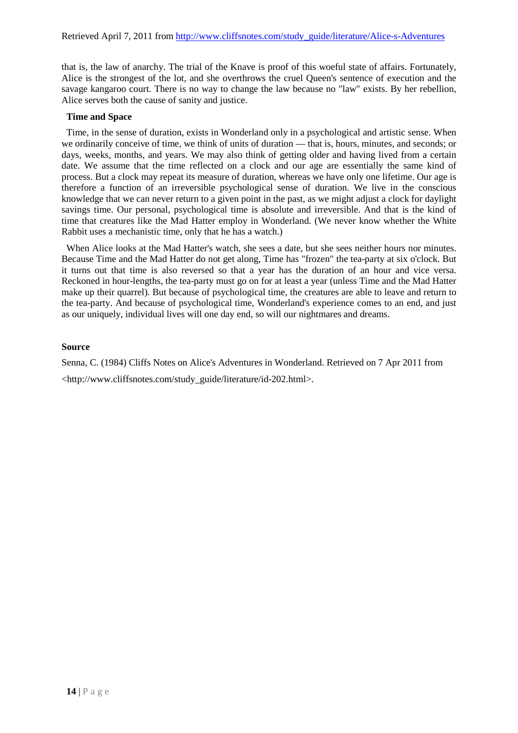Retrieved April 7, 2011 from http://www.cliffsnotes.com/study_guide/literature/Alice-s-Adventures

that is, the law of anarchy. The trial of the Knave is proof of this woeful state of affairs. Fortunately, Alice is the strongest of the lot, and she overthrows the cruel Queen's sentence of execution and the savage kangaroo court. There is no way to change the law because no "law" exists. By her rebellion, Alice serves both the cause of sanity and justice.

**Time and Space**

Time, in the sense of duration, exists in Wonderland only in a psychological and artistic sense. When we ordinarily conceive of time, we think of units of duration — that is, hours, minutes, and seconds; or days, weeks, months, and years. We may also think of getting older and having lived from a certain date. We assume that the time reflected on a clock and our age are essentially the same kind of process. But a clock may repeat its measure of duration, whereas we have only one lifetime. Our age is therefore a function of an irreversible psychological sense of duration. We live in the conscious knowledge that we can never return to a given point in the past, as we might adjust a clock for daylight savings time. Our personal, psychological time is absolute and irreversible. And that is the kind of time that creatures like the Mad Hatter employ in Wonderland. (We never know whether the White Rabbit uses a mechanistic time, only that he has a watch.)

When Alice looks at the Mad Hatter's watch, she sees a date, but she sees neither hours nor minutes. Because Time and the Mad Hatter do not get along, Time has "frozen" the tea-party at six o'clock. But it turns out that time is also reversed so that a year has the duration of an hour and vice versa. Reckoned in hour-lengths, the tea-party must go on for at least a year (unless Time and the Mad Hatter make up their quarrel). But because of psychological time, the creatures are able to leave and return to the tea-party. And because of psychological time, Wonderland's experience comes to an end, and just as our uniquely, individual lives will one day end, so will our nightmares and dreams.

**Source**

Senna, C. (1984) Cliffs Notes on Alice's Adventures in Wonderland. Retrieved on 7 Apr 2011 from <http://www.cliffsnotes.com/study_guide/literature/id-202.html>.